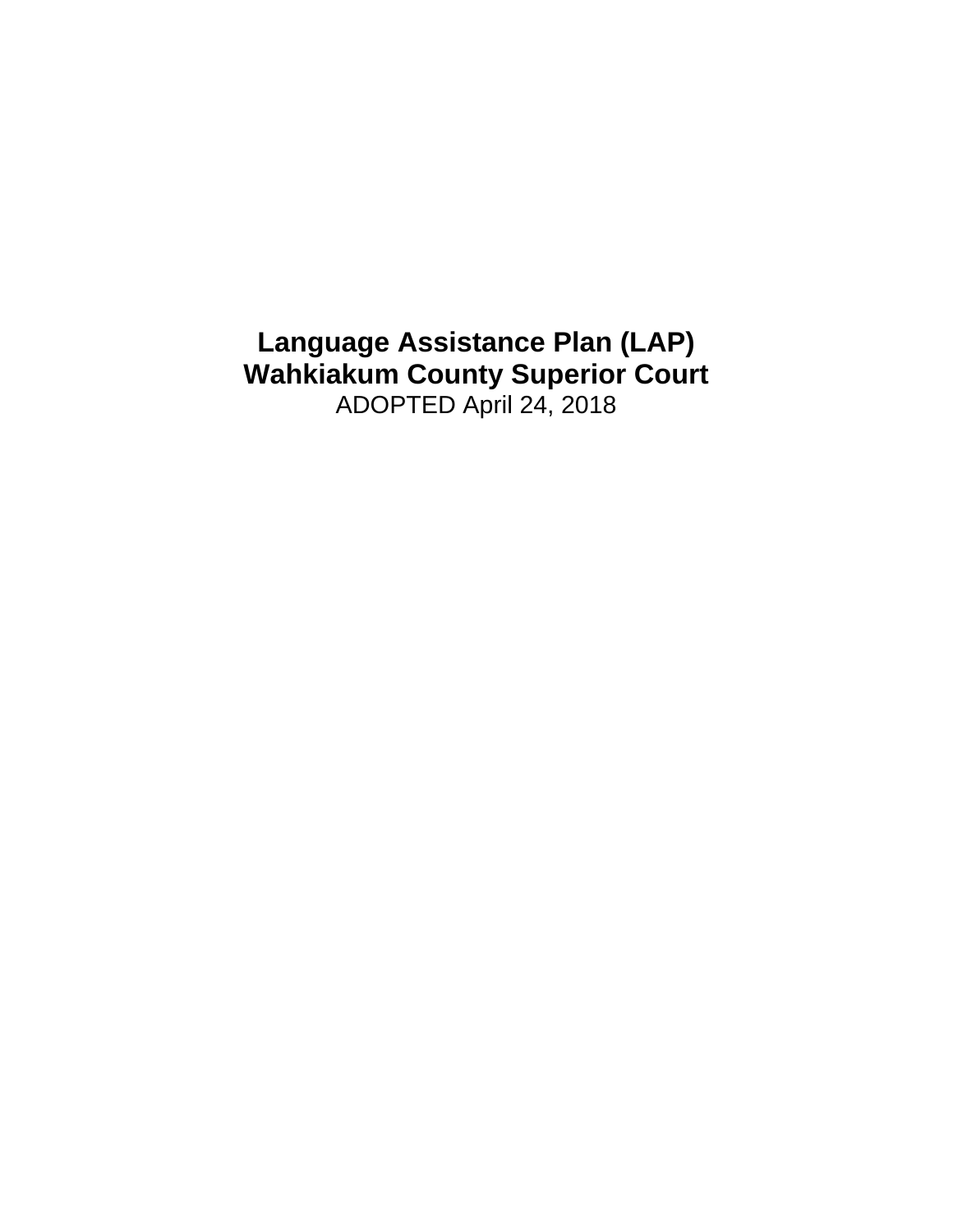# Language Assistance Plan (LAP)
# Wahkiakum County Superior Court

ADOPTED April 24, 2018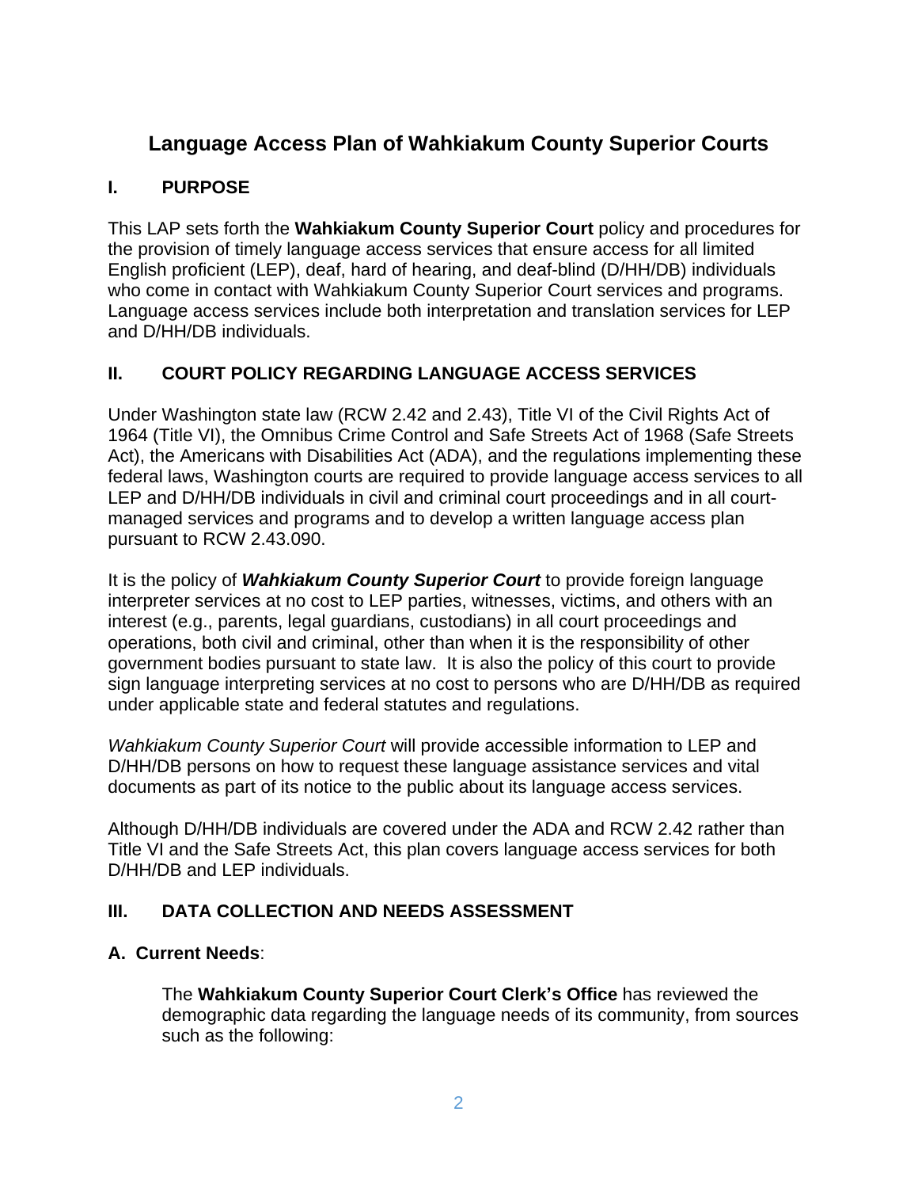# Language Access Plan of Wahkiakum County Superior Courts

## I. PURPOSE

This LAP sets forth the **Wahkiakum County Superior Court** policy and procedures for the provision of timely language access services that ensure access for all limited English proficient (LEP), deaf, hard of hearing, and deaf-blind (D/HH/DB) individuals who come in contact with Wahkiakum County Superior Court services and programs. Language access services include both interpretation and translation services for LEP and D/HH/DB individuals.

## II. COURT POLICY REGARDING LANGUAGE ACCESS SERVICES

Under Washington state law (RCW 2.42 and 2.43), Title VI of the Civil Rights Act of 1964 (Title VI), the Omnibus Crime Control and Safe Streets Act of 1968 (Safe Streets Act), the Americans with Disabilities Act (ADA), and the regulations implementing these federal laws, Washington courts are required to provide language access services to all LEP and D/HH/DB individuals in civil and criminal court proceedings and in all court-managed services and programs and to develop a written language access plan pursuant to RCW 2.43.090.

It is the policy of ***Wahkiakum County Superior Court*** to provide foreign language interpreter services at no cost to LEP parties, witnesses, victims, and others with an interest (e.g., parents, legal guardians, custodians) in all court proceedings and operations, both civil and criminal, other than when it is the responsibility of other government bodies pursuant to state law. It is also the policy of this court to provide sign language interpreting services at no cost to persons who are D/HH/DB as required under applicable state and federal statutes and regulations.

*Wahkiakum County Superior Court* will provide accessible information to LEP and D/HH/DB persons on how to request these language assistance services and vital documents as part of its notice to the public about its language access services.

Although D/HH/DB individuals are covered under the ADA and RCW 2.42 rather than Title VI and the Safe Streets Act, this plan covers language access services for both D/HH/DB and LEP individuals.

## III. DATA COLLECTION AND NEEDS ASSESSMENT

### A. Current Needs:

The **Wahkiakum County Superior Court Clerk's Office** has reviewed the demographic data regarding the language needs of its community, from sources such as the following: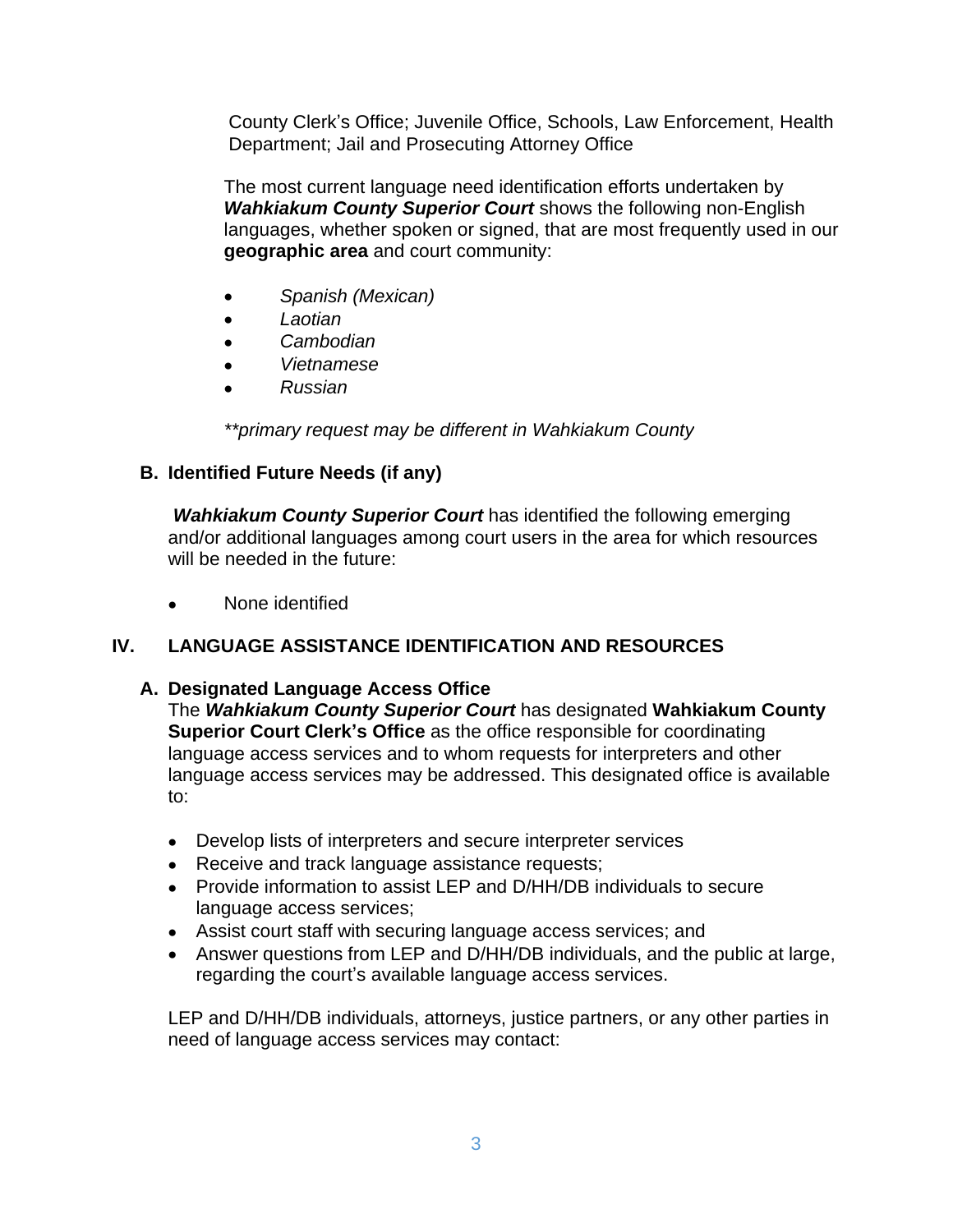County Clerk's Office; Juvenile Office, Schools, Law Enforcement, Health Department; Jail and Prosecuting Attorney Office

The most current language need identification efforts undertaken by ***Wahkiakum County Superior Court*** shows the following non-English languages, whether spoken or signed, that are most frequently used in our **geographic area** and court community:

- *Spanish (Mexican)*
- *Laotian*
- *Cambodian*
- *Vietnamese*
- *Russian*

*\*\*primary request may be different in Wahkiakum County*

### B. Identified Future Needs (if any)

***Wahkiakum County Superior Court*** has identified the following emerging and/or additional languages among court users in the area for which resources will be needed in the future:

- None identified

## IV. LANGUAGE ASSISTANCE IDENTIFICATION AND RESOURCES

### A. Designated Language Access Office

The ***Wahkiakum County Superior Court*** has designated **Wahkiakum County Superior Court Clerk's Office** as the office responsible for coordinating language access services and to whom requests for interpreters and other language access services may be addressed. This designated office is available to:

- Develop lists of interpreters and secure interpreter services
- Receive and track language assistance requests;
- Provide information to assist LEP and D/HH/DB individuals to secure language access services;
- Assist court staff with securing language access services; and
- Answer questions from LEP and D/HH/DB individuals, and the public at large, regarding the court's available language access services.

LEP and D/HH/DB individuals, attorneys, justice partners, or any other parties in need of language access services may contact: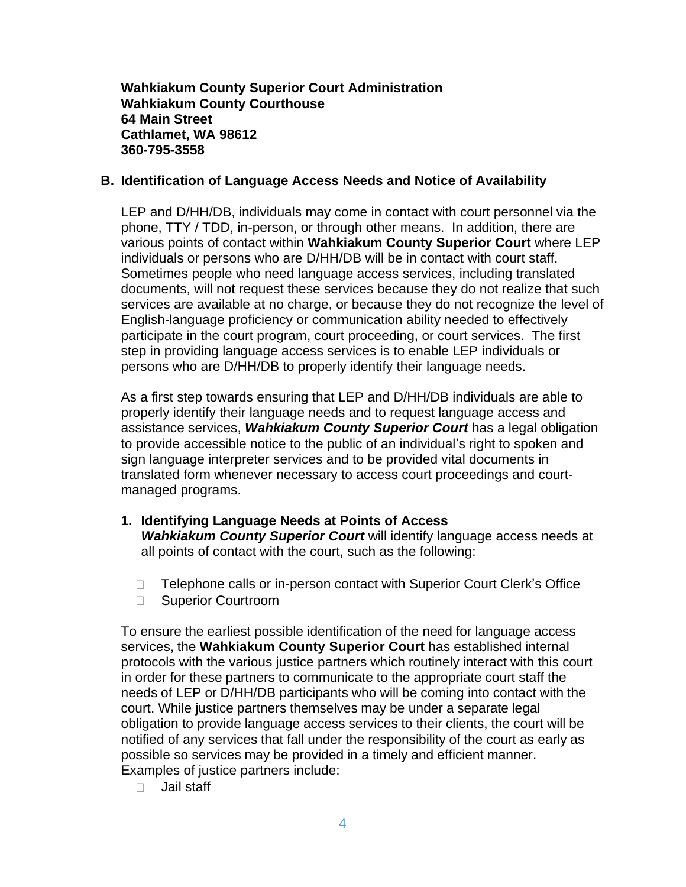**Wahkiakum County Superior Court Administration**
**Wahkiakum County Courthouse**
**64 Main Street**
**Cathlamet, WA 98612**
**360-795-3558**

## B. Identification of Language Access Needs and Notice of Availability

LEP and D/HH/DB, individuals may come in contact with court personnel via the phone, TTY / TDD, in-person, or through other means. In addition, there are various points of contact within **Wahkiakum County Superior Court** where LEP individuals or persons who are D/HH/DB will be in contact with court staff. Sometimes people who need language access services, including translated documents, will not request these services because they do not realize that such services are available at no charge, or because they do not recognize the level of English-language proficiency or communication ability needed to effectively participate in the court program, court proceeding, or court services. The first step in providing language access services is to enable LEP individuals or persons who are D/HH/DB to properly identify their language needs.

As a first step towards ensuring that LEP and D/HH/DB individuals are able to properly identify their language needs and to request language access and assistance services, ***Wahkiakum County Superior Court*** has a legal obligation to provide accessible notice to the public of an individual's right to spoken and sign language interpreter services and to be provided vital documents in translated form whenever necessary to access court proceedings and court-managed programs.

### 1. Identifying Language Needs at Points of Access

***Wahkiakum County Superior Court*** will identify language access needs at all points of contact with the court, such as the following:

- Telephone calls or in-person contact with Superior Court Clerk's Office
- Superior Courtroom

To ensure the earliest possible identification of the need for language access services, the **Wahkiakum County Superior Court** has established internal protocols with the various justice partners which routinely interact with this court in order for these partners to communicate to the appropriate court staff the needs of LEP or D/HH/DB participants who will be coming into contact with the court. While justice partners themselves may be under a separate legal obligation to provide language access services to their clients, the court will be notified of any services that fall under the responsibility of the court as early as possible so services may be provided in a timely and efficient manner. Examples of justice partners include:

- Jail staff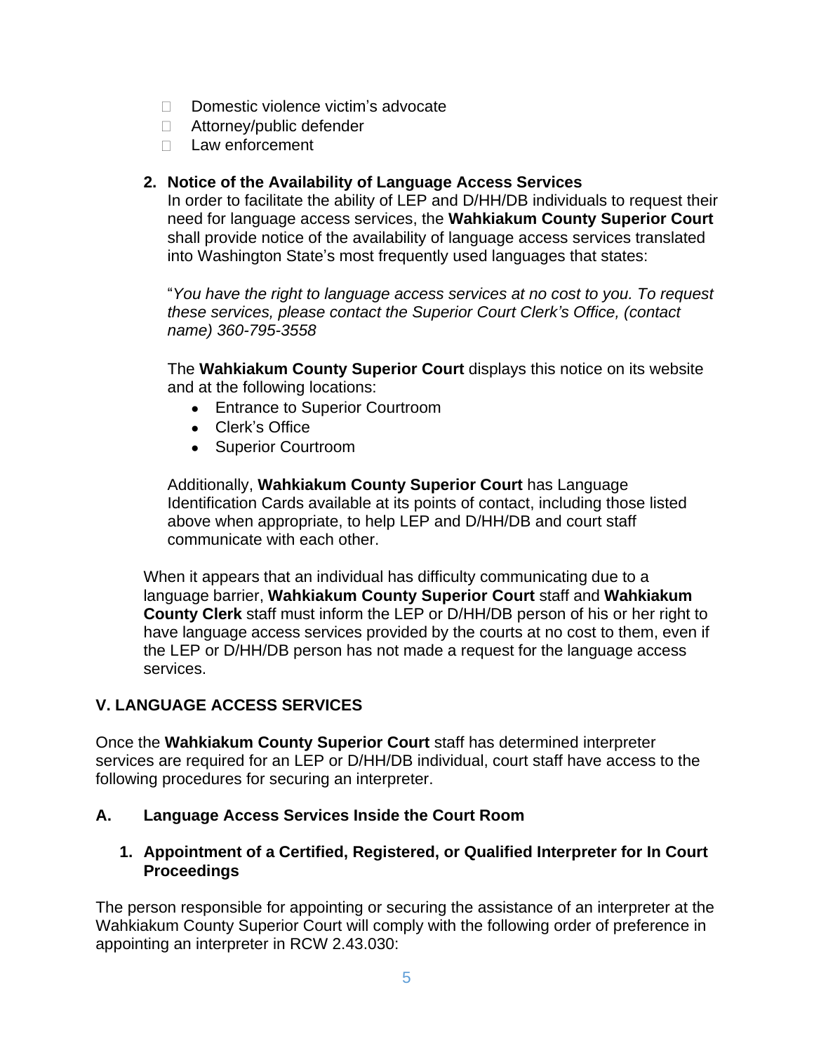- Domestic violence victim's advocate
- Attorney/public defender
- Law enforcement

2. **Notice of the Availability of Language Access Services**

   In order to facilitate the ability of LEP and D/HH/DB individuals to request their need for language access services, the **Wahkiakum County Superior Court** shall provide notice of the availability of language access services translated into Washington State's most frequently used languages that states:

   "*You have the right to language access services at no cost to you. To request these services, please contact the Superior Court Clerk's Office, (contact name) 360-795-3558*

   The **Wahkiakum County Superior Court** displays this notice on its website and at the following locations:

   - Entrance to Superior Courtroom
   - Clerk's Office
   - Superior Courtroom

   Additionally, **Wahkiakum County Superior Court** has Language Identification Cards available at its points of contact, including those listed above when appropriate, to help LEP and D/HH/DB and court staff communicate with each other.

When it appears that an individual has difficulty communicating due to a language barrier, **Wahkiakum County Superior Court** staff and **Wahkiakum County Clerk** staff must inform the LEP or D/HH/DB person of his or her right to have language access services provided by the courts at no cost to them, even if the LEP or D/HH/DB person has not made a request for the language access services.

## V. LANGUAGE ACCESS SERVICES

Once the **Wahkiakum County Superior Court** staff has determined interpreter services are required for an LEP or D/HH/DB individual, court staff have access to the following procedures for securing an interpreter.

### A. Language Access Services Inside the Court Room

1. **Appointment of a Certified, Registered, or Qualified Interpreter for In Court Proceedings**

The person responsible for appointing or securing the assistance of an interpreter at the Wahkiakum County Superior Court will comply with the following order of preference in appointing an interpreter in RCW 2.43.030: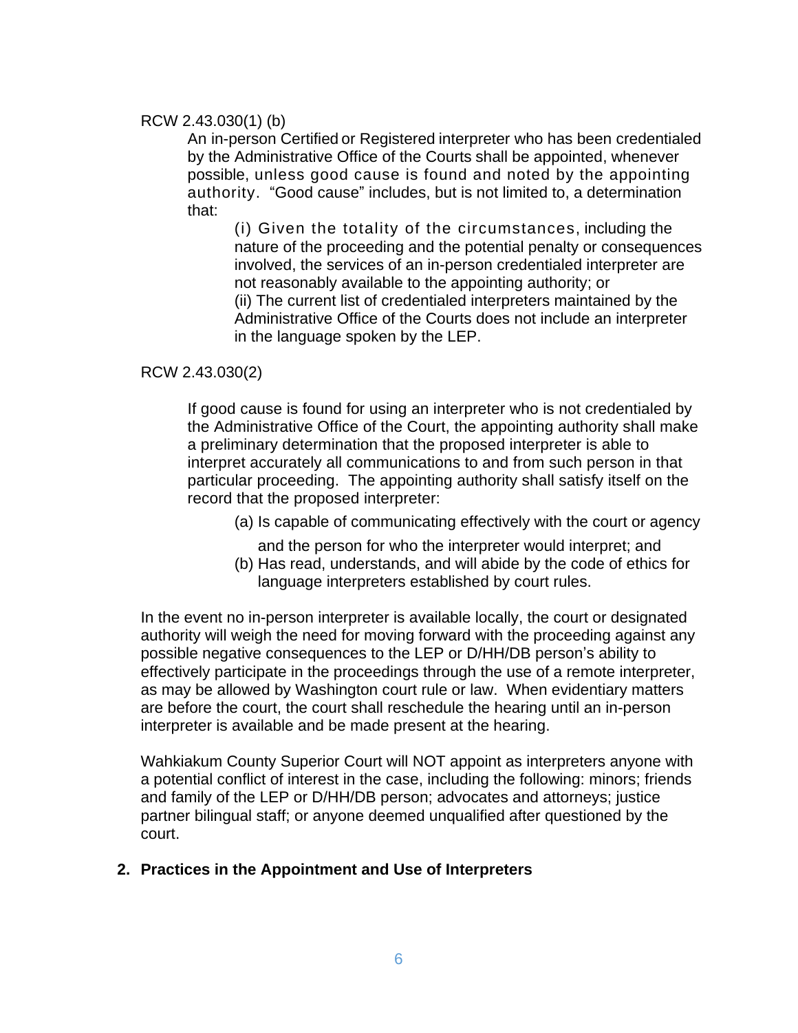RCW 2.43.030(1) (b)

An in-person Certified or Registered interpreter who has been credentialed by the Administrative Office of the Courts shall be appointed, whenever possible, unless good cause is found and noted by the appointing authority. "Good cause" includes, but is not limited to, a determination that:

(i) Given the totality of the circumstances, including the nature of the proceeding and the potential penalty or consequences involved, the services of an in-person credentialed interpreter are not reasonably available to the appointing authority; or
(ii) The current list of credentialed interpreters maintained by the Administrative Office of the Courts does not include an interpreter in the language spoken by the LEP.

RCW 2.43.030(2)

If good cause is found for using an interpreter who is not credentialed by the Administrative Office of the Court, the appointing authority shall make a preliminary determination that the proposed interpreter is able to interpret accurately all communications to and from such person in that particular proceeding. The appointing authority shall satisfy itself on the record that the proposed interpreter:

(a) Is capable of communicating effectively with the court or agency and the person for who the interpreter would interpret; and
(b) Has read, understands, and will abide by the code of ethics for language interpreters established by court rules.

In the event no in-person interpreter is available locally, the court or designated authority will weigh the need for moving forward with the proceeding against any possible negative consequences to the LEP or D/HH/DB person's ability to effectively participate in the proceedings through the use of a remote interpreter, as may be allowed by Washington court rule or law. When evidentiary matters are before the court, the court shall reschedule the hearing until an in-person interpreter is available and be made present at the hearing.

Wahkiakum County Superior Court will NOT appoint as interpreters anyone with a potential conflict of interest in the case, including the following: minors; friends and family of the LEP or D/HH/DB person; advocates and attorneys; justice partner bilingual staff; or anyone deemed unqualified after questioned by the court.

## 2. Practices in the Appointment and Use of Interpreters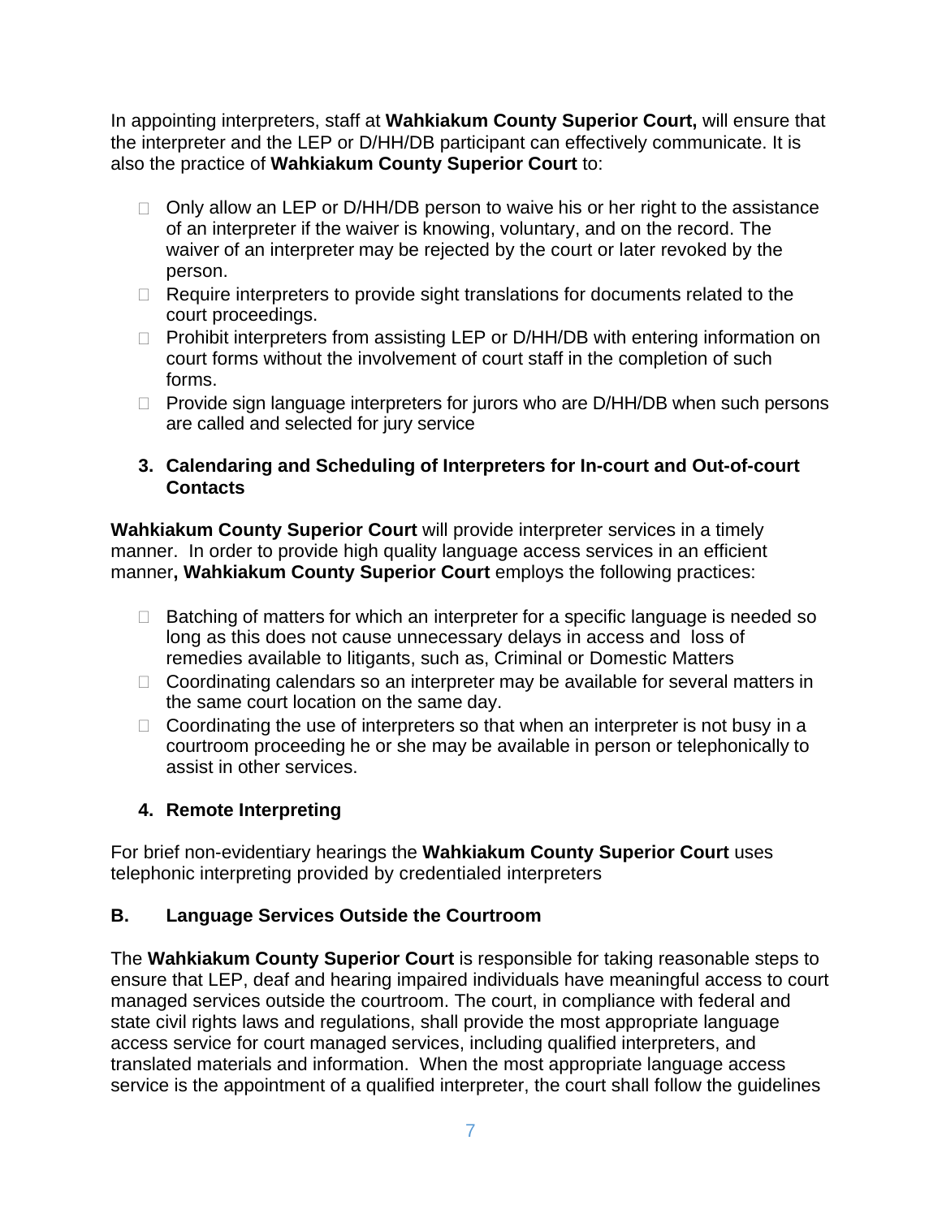In appointing interpreters, staff at **Wahkiakum County Superior Court,** will ensure that the interpreter and the LEP or D/HH/DB participant can effectively communicate. It is also the practice of **Wahkiakum County Superior Court** to:

- Only allow an LEP or D/HH/DB person to waive his or her right to the assistance of an interpreter if the waiver is knowing, voluntary, and on the record. The waiver of an interpreter may be rejected by the court or later revoked by the person.
- Require interpreters to provide sight translations for documents related to the court proceedings.
- Prohibit interpreters from assisting LEP or D/HH/DB with entering information on court forms without the involvement of court staff in the completion of such forms.
- Provide sign language interpreters for jurors who are D/HH/DB when such persons are called and selected for jury service

### 3. Calendaring and Scheduling of Interpreters for In-court and Out-of-court Contacts

**Wahkiakum County Superior Court** will provide interpreter services in a timely manner. In order to provide high quality language access services in an efficient manner**, Wahkiakum County Superior Court** employs the following practices:

- Batching of matters for which an interpreter for a specific language is needed so long as this does not cause unnecessary delays in access and loss of remedies available to litigants, such as, Criminal or Domestic Matters
- Coordinating calendars so an interpreter may be available for several matters in the same court location on the same day.
- Coordinating the use of interpreters so that when an interpreter is not busy in a courtroom proceeding he or she may be available in person or telephonically to assist in other services.

### 4. Remote Interpreting

For brief non-evidentiary hearings the **Wahkiakum County Superior Court** uses telephonic interpreting provided by credentialed interpreters

## B. Language Services Outside the Courtroom

The **Wahkiakum County Superior Court** is responsible for taking reasonable steps to ensure that LEP, deaf and hearing impaired individuals have meaningful access to court managed services outside the courtroom. The court, in compliance with federal and state civil rights laws and regulations, shall provide the most appropriate language access service for court managed services, including qualified interpreters, and translated materials and information. When the most appropriate language access service is the appointment of a qualified interpreter, the court shall follow the guidelines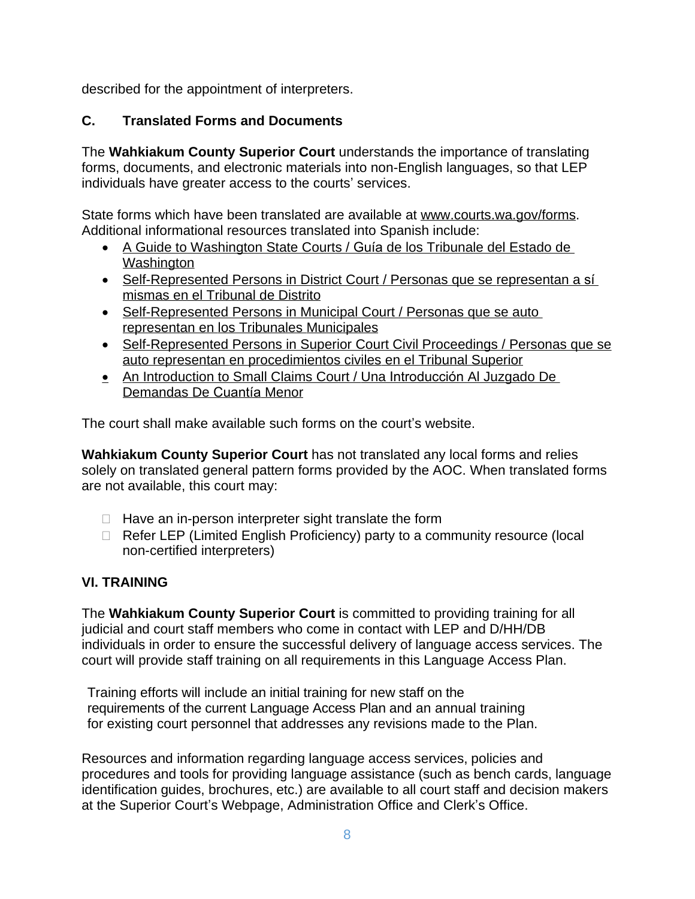described for the appointment of interpreters.

### C. Translated Forms and Documents

The **Wahkiakum County Superior Court** understands the importance of translating forms, documents, and electronic materials into non-English languages, so that LEP individuals have greater access to the courts' services.

State forms which have been translated are available at www.courts.wa.gov/forms. Additional informational resources translated into Spanish include:

- A Guide to Washington State Courts / Guía de los Tribunale del Estado de Washington
- Self-Represented Persons in District Court / Personas que se representan a sí mismas en el Tribunal de Distrito
- Self-Represented Persons in Municipal Court / Personas que se auto representan en los Tribunales Municipales
- Self-Represented Persons in Superior Court Civil Proceedings / Personas que se auto representan en procedimientos civiles en el Tribunal Superior
- An Introduction to Small Claims Court / Una Introducción Al Juzgado De Demandas De Cuantía Menor

The court shall make available such forms on the court's website.

**Wahkiakum County Superior Court** has not translated any local forms and relies solely on translated general pattern forms provided by the AOC. When translated forms are not available, this court may:

- Have an in-person interpreter sight translate the form
- Refer LEP (Limited English Proficiency) party to a community resource (local non-certified interpreters)

## VI. TRAINING

The **Wahkiakum County Superior Court** is committed to providing training for all judicial and court staff members who come in contact with LEP and D/HH/DB individuals in order to ensure the successful delivery of language access services. The court will provide staff training on all requirements in this Language Access Plan.

Training efforts will include an initial training for new staff on the requirements of the current Language Access Plan and an annual training for existing court personnel that addresses any revisions made to the Plan.

Resources and information regarding language access services, policies and procedures and tools for providing language assistance (such as bench cards, language identification guides, brochures, etc.) are available to all court staff and decision makers at the Superior Court's Webpage, Administration Office and Clerk's Office.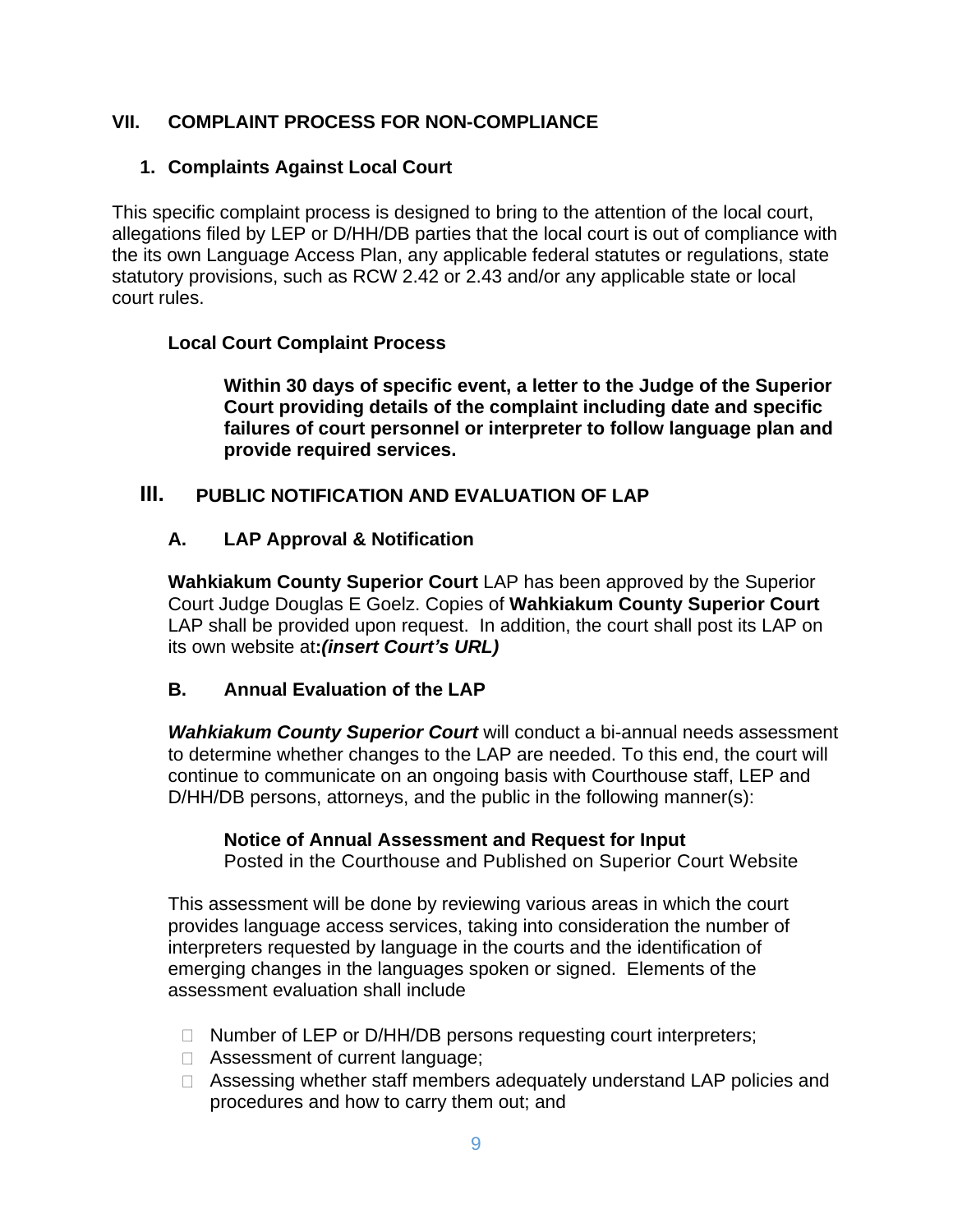## VII. COMPLAINT PROCESS FOR NON-COMPLIANCE

### 1. Complaints Against Local Court

This specific complaint process is designed to bring to the attention of the local court, allegations filed by LEP or D/HH/DB parties that the local court is out of compliance with the its own Language Access Plan, any applicable federal statutes or regulations, state statutory provisions, such as RCW 2.42 or 2.43 and/or any applicable state or local court rules.

**Local Court Complaint Process**

> **Within 30 days of specific event, a letter to the Judge of the Superior Court providing details of the complaint including date and specific failures of court personnel or interpreter to follow language plan and provide required services.**

## III. PUBLIC NOTIFICATION AND EVALUATION OF LAP

### A. LAP Approval & Notification

**Wahkiakum County Superior Court** LAP has been approved by the Superior Court Judge Douglas E Goelz. Copies of **Wahkiakum County Superior Court** LAP shall be provided upon request. In addition, the court shall post its LAP on its own website at***:(insert Court's URL)***

### B. Annual Evaluation of the LAP

***Wahkiakum County Superior Court*** will conduct a bi-annual needs assessment to determine whether changes to the LAP are needed. To this end, the court will continue to communicate on an ongoing basis with Courthouse staff, LEP and D/HH/DB persons, attorneys, and the public in the following manner(s):

> **Notice of Annual Assessment and Request for Input**
> Posted in the Courthouse and Published on Superior Court Website

This assessment will be done by reviewing various areas in which the court provides language access services, taking into consideration the number of interpreters requested by language in the courts and the identification of emerging changes in the languages spoken or signed. Elements of the assessment evaluation shall include

- Number of LEP or D/HH/DB persons requesting court interpreters;
- Assessment of current language;
- Assessing whether staff members adequately understand LAP policies and procedures and how to carry them out; and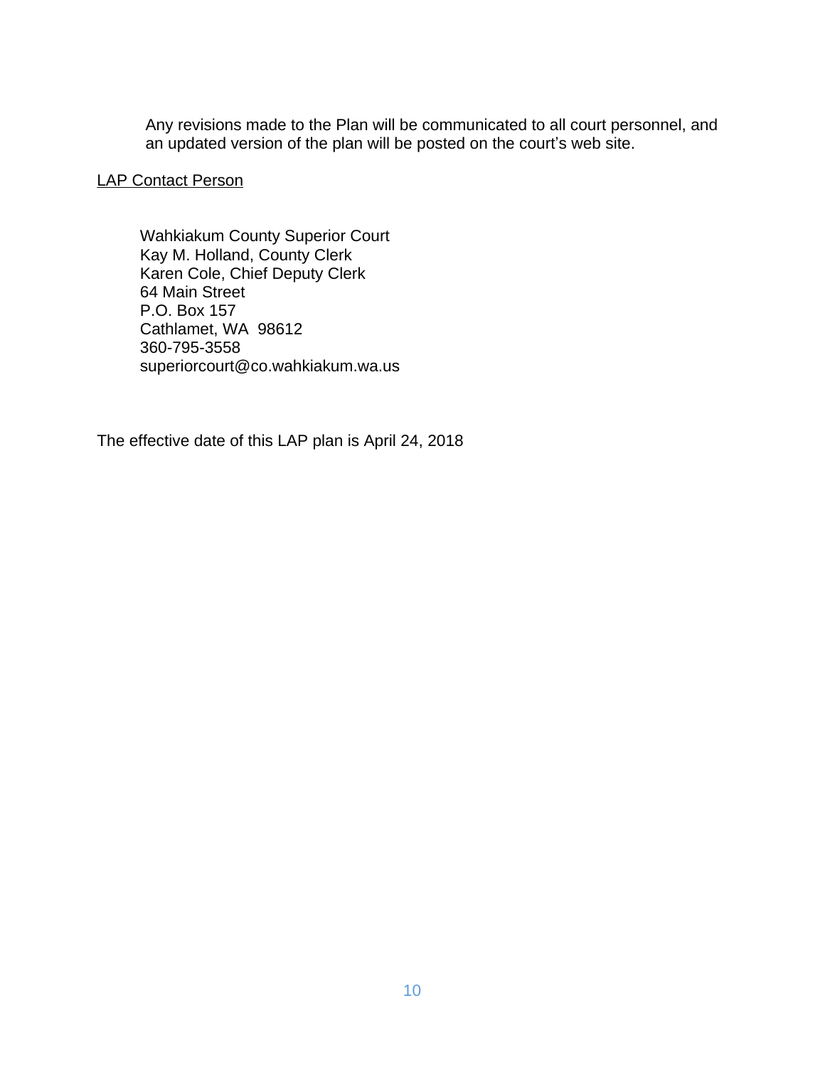Any revisions made to the Plan will be communicated to all court personnel, and an updated version of the plan will be posted on the court's web site.

<u>LAP Contact Person</u>

Wahkiakum County Superior Court
Kay M. Holland, County Clerk
Karen Cole, Chief Deputy Clerk
64 Main Street
P.O. Box 157
Cathlamet, WA  98612
360-795-3558
superiorcourt@co.wahkiakum.wa.us

The effective date of this LAP plan is April 24, 2018